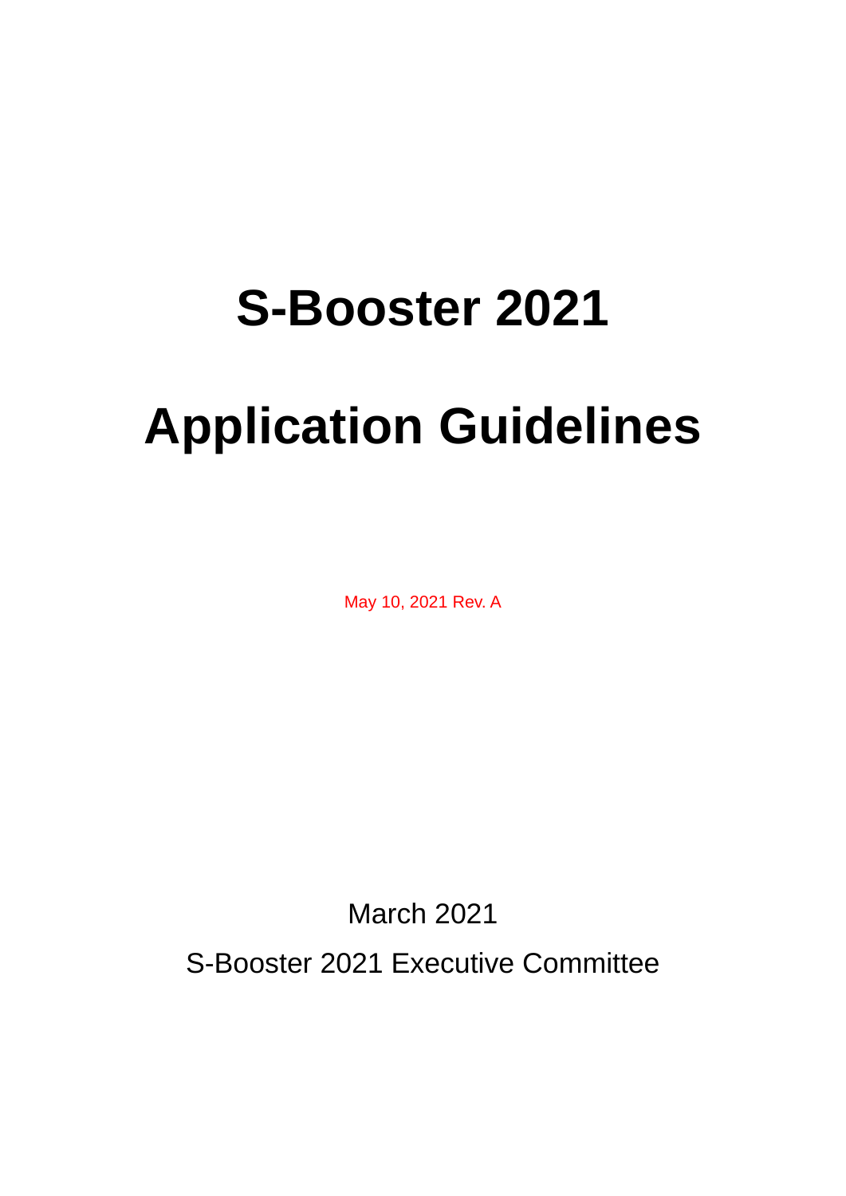# S-Booster 2021

# Application Guidelines

May 10, 2021 Rev. A

March 2021

S-Booster 2021 Executive Committee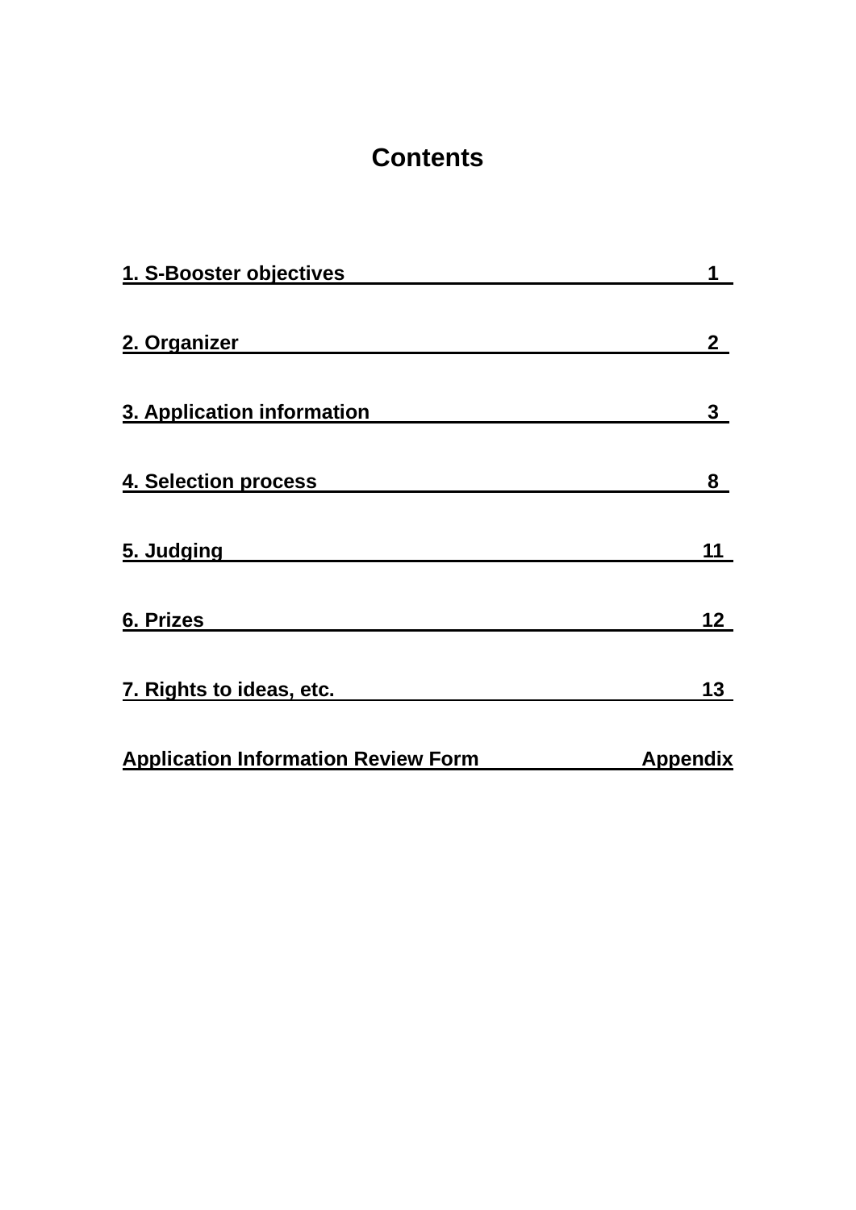# Contents

| | |
|---|---|
| **1. S-Booster objectives** | **1** |
| **2. Organizer** | **2** |
| **3. Application information** | **3** |
| **4. Selection process** | **8** |
| **5. Judging** | **11** |
| **6. Prizes** | **12** |
| **7. Rights to ideas, etc.** | **13** |
| **Application Information Review Form** | **Appendix** |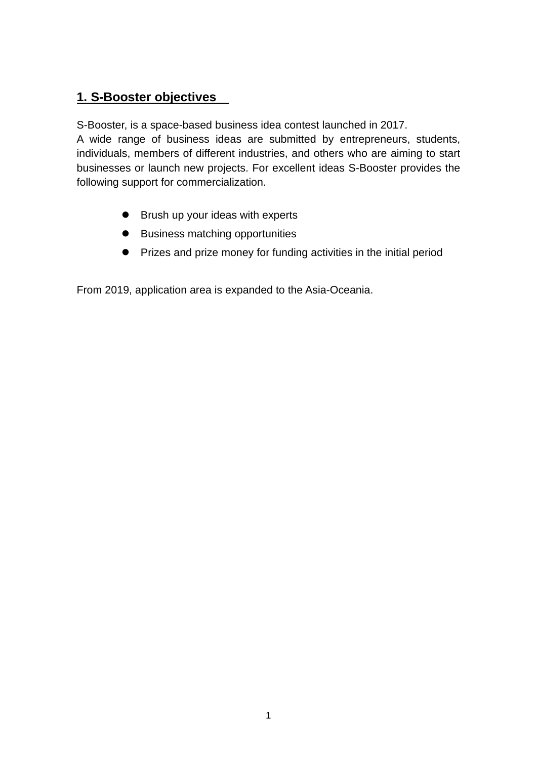## 1. S-Booster objectives

S-Booster, is a space-based business idea contest launched in 2017.
A wide range of business ideas are submitted by entrepreneurs, students, individuals, members of different industries, and others who are aiming to start businesses or launch new projects. For excellent ideas S-Booster provides the following support for commercialization.

- Brush up your ideas with experts
- Business matching opportunities
- Prizes and prize money for funding activities in the initial period

From 2019, application area is expanded to the Asia-Oceania.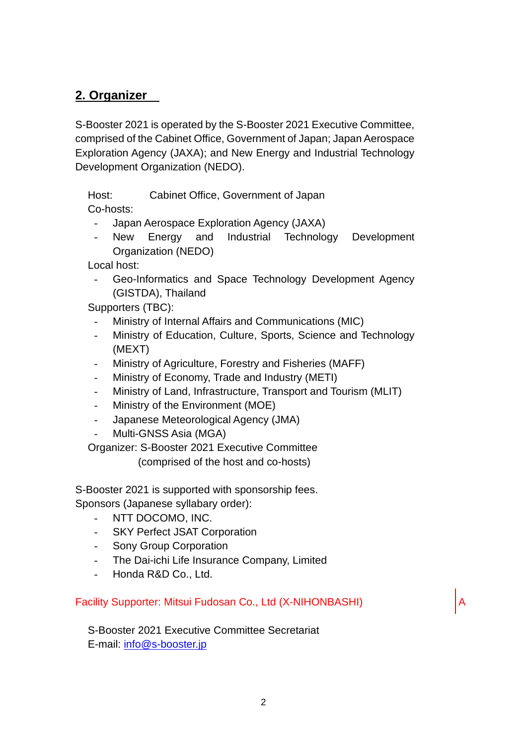## 2. Organizer

S-Booster 2021 is operated by the S-Booster 2021 Executive Committee, comprised of the Cabinet Office, Government of Japan; Japan Aerospace Exploration Agency (JAXA); and New Energy and Industrial Technology Development Organization (NEDO).

Host: Cabinet Office, Government of Japan

Co-hosts:

- Japan Aerospace Exploration Agency (JAXA)
- New Energy and Industrial Technology Development Organization (NEDO)

Local host:

- Geo-Informatics and Space Technology Development Agency (GISTDA), Thailand

Supporters (TBC):

- Ministry of Internal Affairs and Communications (MIC)
- Ministry of Education, Culture, Sports, Science and Technology (MEXT)
- Ministry of Agriculture, Forestry and Fisheries (MAFF)
- Ministry of Economy, Trade and Industry (METI)
- Ministry of Land, Infrastructure, Transport and Tourism (MLIT)
- Ministry of the Environment (MOE)
- Japanese Meteorological Agency (JMA)
- Multi-GNSS Asia (MGA)

Organizer: S-Booster 2021 Executive Committee
(comprised of the host and co-hosts)

S-Booster 2021 is supported with sponsorship fees.
Sponsors (Japanese syllabary order):

- NTT DOCOMO, INC.
- SKY Perfect JSAT Corporation
- Sony Group Corporation
- The Dai-ichi Life Insurance Company, Limited
- Honda R&D Co., Ltd.

Facility Supporter: Mitsui Fudosan Co., Ltd (X-NIHONBASHI)

A

S-Booster 2021 Executive Committee Secretariat
E-mail: info@s-booster.jp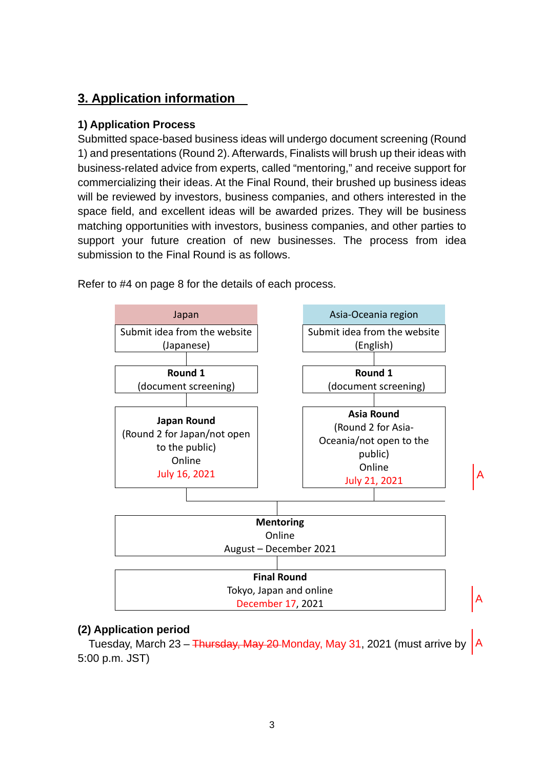## 3. Application information

### 1) Application Process

Submitted space-based business ideas will undergo document screening (Round 1) and presentations (Round 2). Afterwards, Finalists will brush up their ideas with business-related advice from experts, called "mentoring," and receive support for commercializing their ideas. At the Final Round, their brushed up business ideas will be reviewed by investors, business companies, and others interested in the space field, and excellent ideas will be awarded prizes. They will be business matching opportunities with investors, business companies, and other parties to support your future creation of new businesses. The process from idea submission to the Final Round is as follows.

Refer to #4 on page 8 for the details of each process.

| Japan | Asia-Oceania region |
| --- | --- |
| Submit idea from the website (Japanese) | Submit idea from the website (English) |
| **Round 1** (document screening) | **Round 1** (document screening) |
| **Japan Round** (Round 2 for Japan/not open to the public) Online July 16, 2021 | **Asia Round** (Round 2 for Asia-Oceania/not open to the public) Online July 21, 2021 |

A

**Mentoring**
Online
August – December 2021

**Final Round**
Tokyo, Japan and online
December 17, 2021

A

### (2) Application period

Tuesday, March 23 – ~~Thursday, May 20~~ Monday, May 31, 2021 (must arrive by 5:00 p.m. JST)

A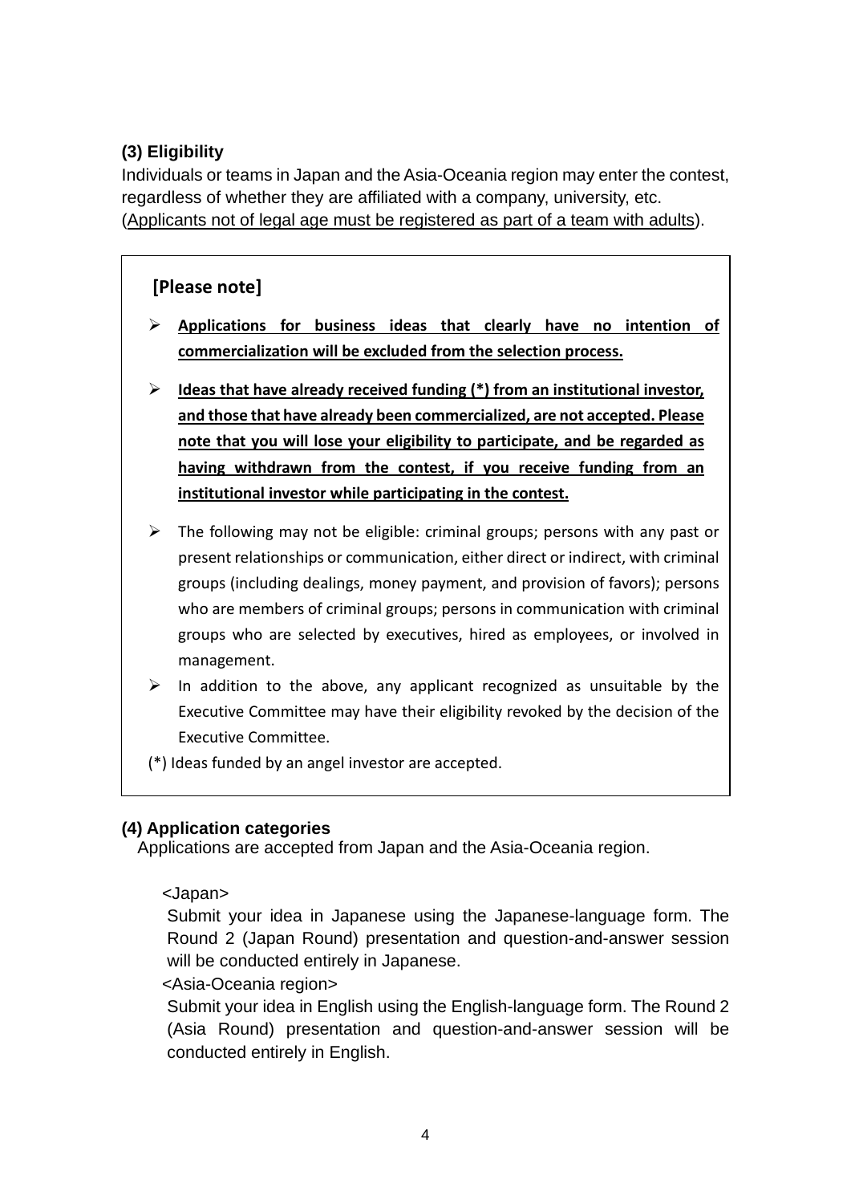### (3) Eligibility

Individuals or teams in Japan and the Asia-Oceania region may enter the contest, regardless of whether they are affiliated with a company, university, etc. (Applicants not of legal age must be registered as part of a team with adults).

**[Please note]**

- **Applications for business ideas that clearly have no intention of commercialization will be excluded from the selection process.**
- **Ideas that have already received funding (*) from an institutional investor, and those that have already been commercialized, are not accepted. Please note that you will lose your eligibility to participate, and be regarded as having withdrawn from the contest, if you receive funding from an institutional investor while participating in the contest.**
- The following may not be eligible: criminal groups; persons with any past or present relationships or communication, either direct or indirect, with criminal groups (including dealings, money payment, and provision of favors); persons who are members of criminal groups; persons in communication with criminal groups who are selected by executives, hired as employees, or involved in management.
- In addition to the above, any applicant recognized as unsuitable by the Executive Committee may have their eligibility revoked by the decision of the Executive Committee.

(*) Ideas funded by an angel investor are accepted.

### (4) Application categories

Applications are accepted from Japan and the Asia-Oceania region.

<Japan>

Submit your idea in Japanese using the Japanese-language form. The Round 2 (Japan Round) presentation and question-and-answer session will be conducted entirely in Japanese.

<Asia-Oceania region>

Submit your idea in English using the English-language form. The Round 2 (Asia Round) presentation and question-and-answer session will be conducted entirely in English.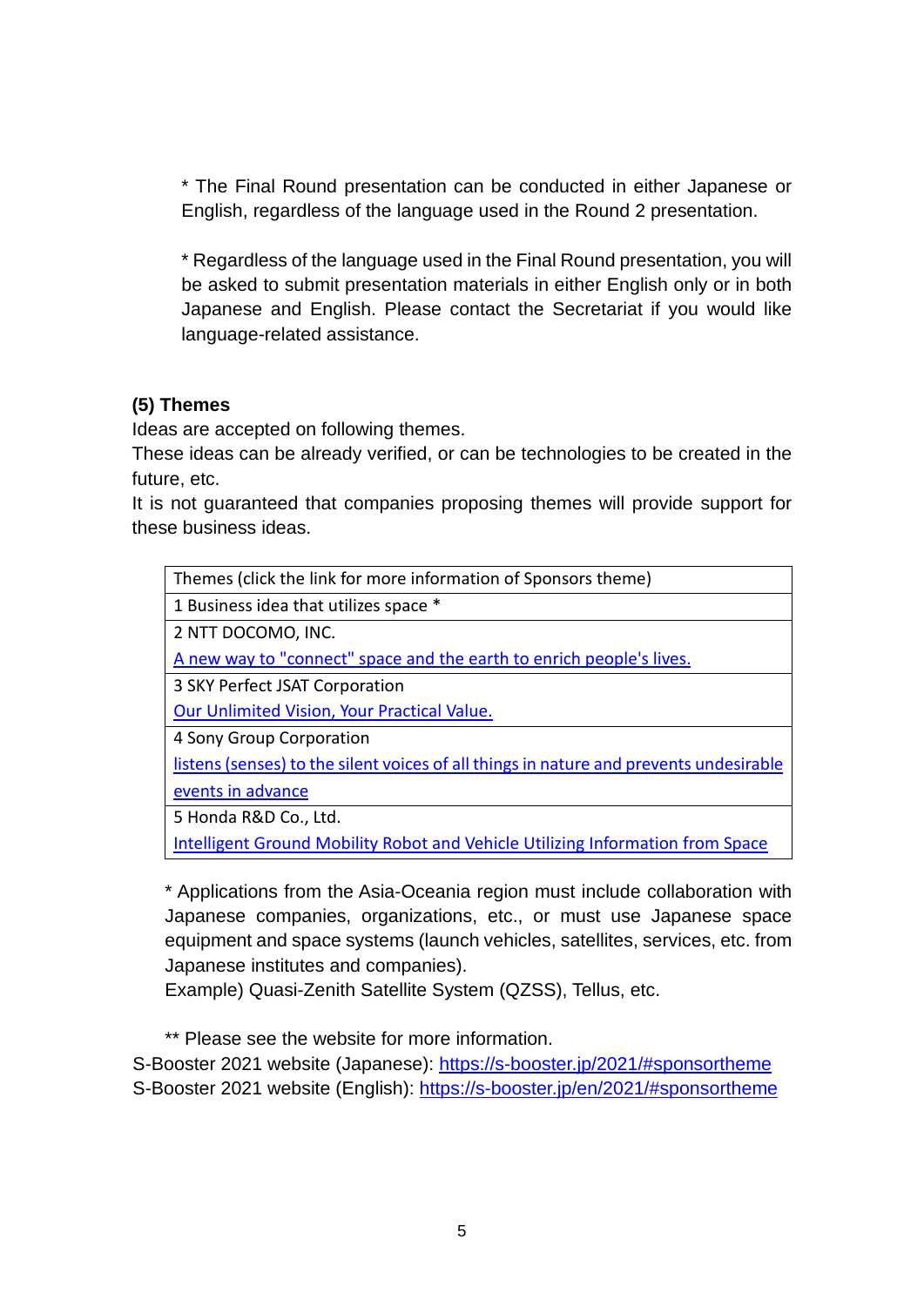\* The Final Round presentation can be conducted in either Japanese or English, regardless of the language used in the Round 2 presentation.

\* Regardless of the language used in the Final Round presentation, you will be asked to submit presentation materials in either English only or in both Japanese and English. Please contact the Secretariat if you would like language-related assistance.

### (5) Themes

Ideas are accepted on following themes.
These ideas can be already verified, or can be technologies to be created in the future, etc.
It is not guaranteed that companies proposing themes will provide support for these business ideas.

| Themes (click the link for more information of Sponsors theme) |
|---|
| 1 Business idea that utilizes space * |
| 2 NTT DOCOMO, INC.<br>A new way to "connect" space and the earth to enrich people's lives. |
| 3 SKY Perfect JSAT Corporation<br>Our Unlimited Vision, Your Practical Value. |
| 4 Sony Group Corporation<br>listens (senses) to the silent voices of all things in nature and prevents undesirable events in advance |
| 5 Honda R&D Co., Ltd.<br>Intelligent Ground Mobility Robot and Vehicle Utilizing Information from Space |

\* Applications from the Asia-Oceania region must include collaboration with Japanese companies, organizations, etc., or must use Japanese space equipment and space systems (launch vehicles, satellites, services, etc. from Japanese institutes and companies).
Example) Quasi-Zenith Satellite System (QZSS), Tellus, etc.

\*\* Please see the website for more information.
S-Booster 2021 website (Japanese): https://s-booster.jp/2021/#sponsortheme
S-Booster 2021 website (English): https://s-booster.jp/en/2021/#sponsortheme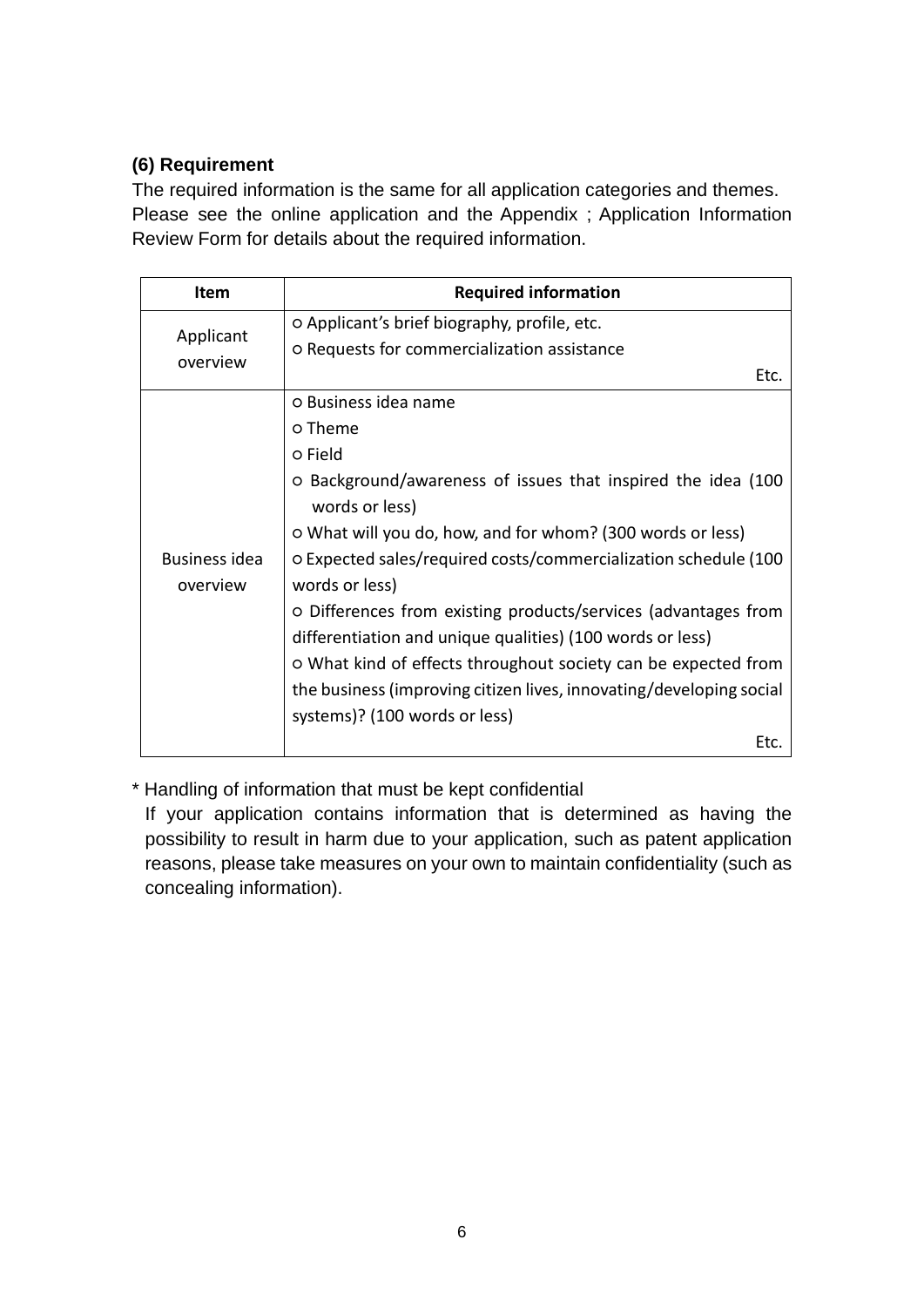### (6) Requirement

The required information is the same for all application categories and themes. Please see the online application and the Appendix ; Application Information Review Form for details about the required information.

| Item | Required information |
| --- | --- |
| Applicant overview | ○ Applicant's brief biography, profile, etc.<br>○ Requests for commercialization assistance<br>Etc. |
| Business idea overview | ○ Business idea name<br>○ Theme<br>○ Field<br>○ Background/awareness of issues that inspired the idea (100 words or less)<br>○ What will you do, how, and for whom? (300 words or less)<br>○ Expected sales/required costs/commercialization schedule (100 words or less)<br>○ Differences from existing products/services (advantages from differentiation and unique qualities) (100 words or less)<br>○ What kind of effects throughout society can be expected from the business (improving citizen lives, innovating/developing social systems)? (100 words or less)<br>Etc. |

\* Handling of information that must be kept confidential

If your application contains information that is determined as having the possibility to result in harm due to your application, such as patent application reasons, please take measures on your own to maintain confidentiality (such as concealing information).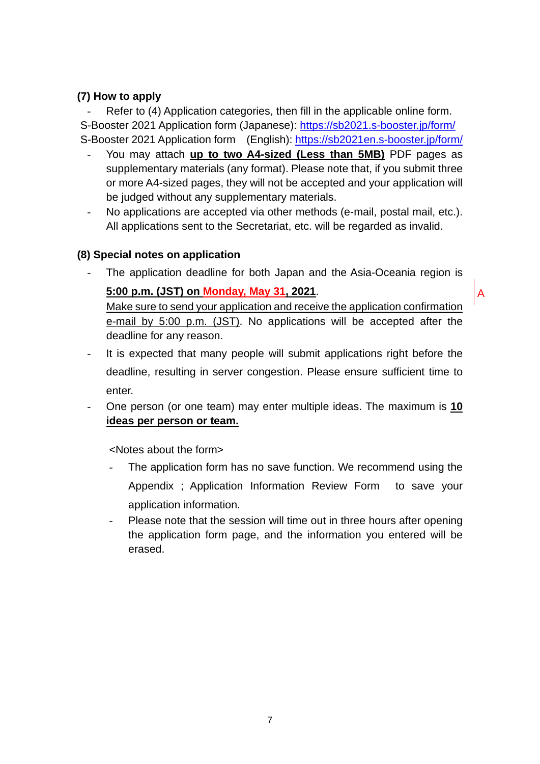### (7) How to apply

- Refer to (4) Application categories, then fill in the applicable online form.

S-Booster 2021 Application form (Japanese): https://sb2021.s-booster.jp/form/
S-Booster 2021 Application form (English): https://sb2021en.s-booster.jp/form/

- You may attach **up to two A4-sized (Less than 5MB)** PDF pages as supplementary materials (any format). Please note that, if you submit three or more A4-sized pages, they will not be accepted and your application will be judged without any supplementary materials.
- No applications are accepted via other methods (e-mail, postal mail, etc.). All applications sent to the Secretariat, etc. will be regarded as invalid.

### (8) Special notes on application

- The application deadline for both Japan and the Asia-Oceania region is **5:00 p.m. (JST) on Monday, May 31, 2021**.
  Make sure to send your application and receive the application confirmation e-mail by 5:00 p.m. (JST). No applications will be accepted after the deadline for any reason.
- It is expected that many people will submit applications right before the deadline, resulting in server congestion. Please ensure sufficient time to enter.
- One person (or one team) may enter multiple ideas. The maximum is **10 ideas per person or team.**

<Notes about the form>

- The application form has no save function. We recommend using the Appendix ; Application Information Review Form to save your application information.
- Please note that the session will time out in three hours after opening the application form page, and the information you entered will be erased.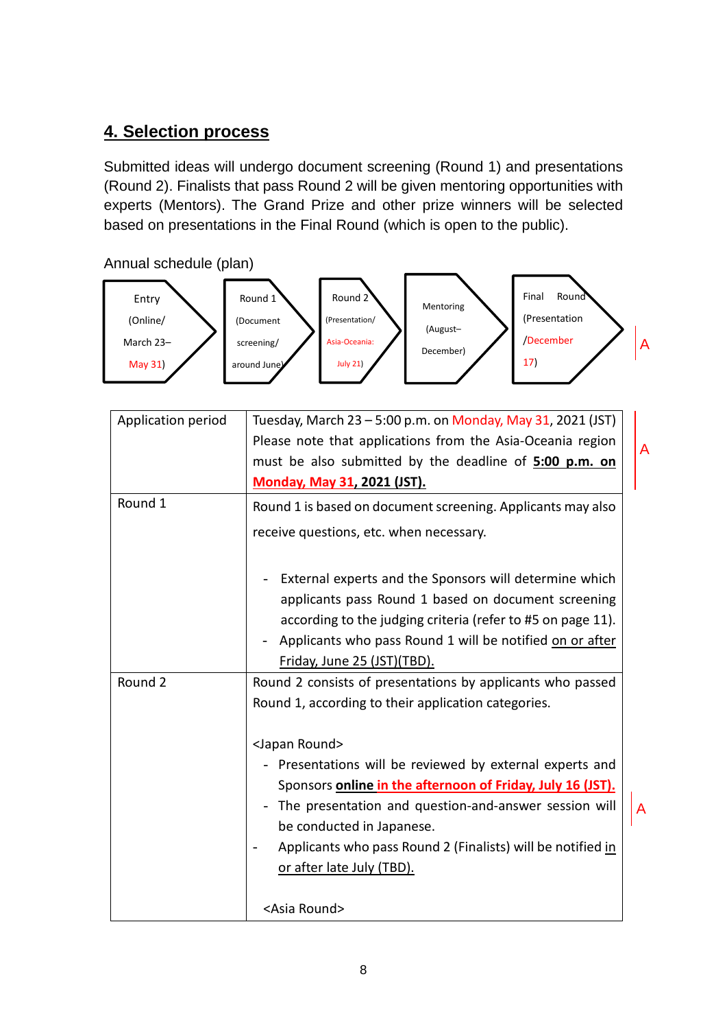## 4. Selection process

Submitted ideas will undergo document screening (Round 1) and presentations (Round 2). Finalists that pass Round 2 will be given mentoring opportunities with experts (Mentors). The Grand Prize and other prize winners will be selected based on presentations in the Final Round (which is open to the public).

Annual schedule (plan)

Entry (Online/ March 23– May 31) → Round 1 (Document screening/ around June) → Round 2 (Presentation/ Asia-Oceania: July 21) → Mentoring (August– December) → Final Round (Presentation /December 17)

A

| Application period | Tuesday, March 23 – 5:00 p.m. on Monday, May 31, 2021 (JST)<br>Please note that applications from the Asia-Oceania region must be also submitted by the deadline of **5:00 p.m. on Monday, May 31, 2021 (JST).** |
|---|---|
| Round 1 | Round 1 is based on document screening. Applicants may also receive questions, etc. when necessary.<br><br>- External experts and the Sponsors will determine which applicants pass Round 1 based on document screening according to the judging criteria (refer to #5 on page 11).<br>- Applicants who pass Round 1 will be notified on or after Friday, June 25 (JST)(TBD). |
| Round 2 | Round 2 consists of presentations by applicants who passed Round 1, according to their application categories.<br><br>&lt;Japan Round&gt;<br>- Presentations will be reviewed by external experts and Sponsors **online in the afternoon of Friday, July 16 (JST).**<br>- The presentation and question-and-answer session will be conducted in Japanese.<br>- Applicants who pass Round 2 (Finalists) will be notified in or after late July (TBD).<br><br>&lt;Asia Round&gt; |

A

A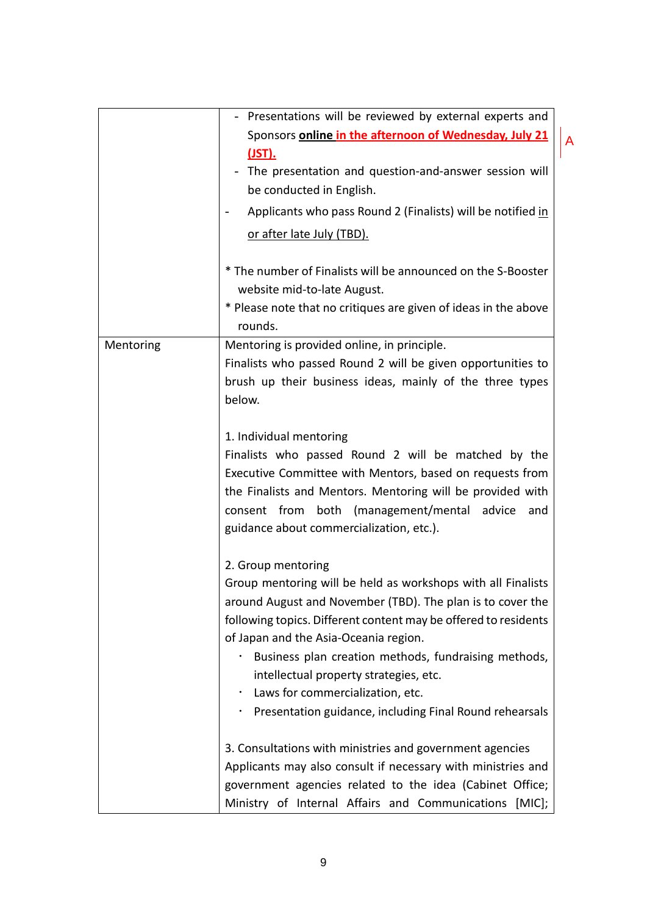| | |
|---|---|
| | - Presentations will be reviewed by external experts and Sponsors **online in the afternoon of Wednesday, July 21 (JST).**<br>- The presentation and question-and-answer session will be conducted in English.<br>- Applicants who pass Round 2 (Finalists) will be notified in or after late July (TBD).<br><br>* The number of Finalists will be announced on the S-Booster website mid-to-late August.<br>* Please note that no critiques are given of ideas in the above rounds. |
| Mentoring | Mentoring is provided online, in principle.<br>Finalists who passed Round 2 will be given opportunities to brush up their business ideas, mainly of the three types below.<br><br>1. Individual mentoring<br>Finalists who passed Round 2 will be matched by the Executive Committee with Mentors, based on requests from the Finalists and Mentors. Mentoring will be provided with consent from both (management/mental advice and guidance about commercialization, etc.).<br><br>2. Group mentoring<br>Group mentoring will be held as workshops with all Finalists around August and November (TBD). The plan is to cover the following topics. Different content may be offered to residents of Japan and the Asia-Oceania region.<br>・ Business plan creation methods, fundraising methods, intellectual property strategies, etc.<br>・ Laws for commercialization, etc.<br>・ Presentation guidance, including Final Round rehearsals<br><br>3. Consultations with ministries and government agencies<br>Applicants may also consult if necessary with ministries and government agencies related to the idea (Cabinet Office; Ministry of Internal Affairs and Communications [MIC]; |

A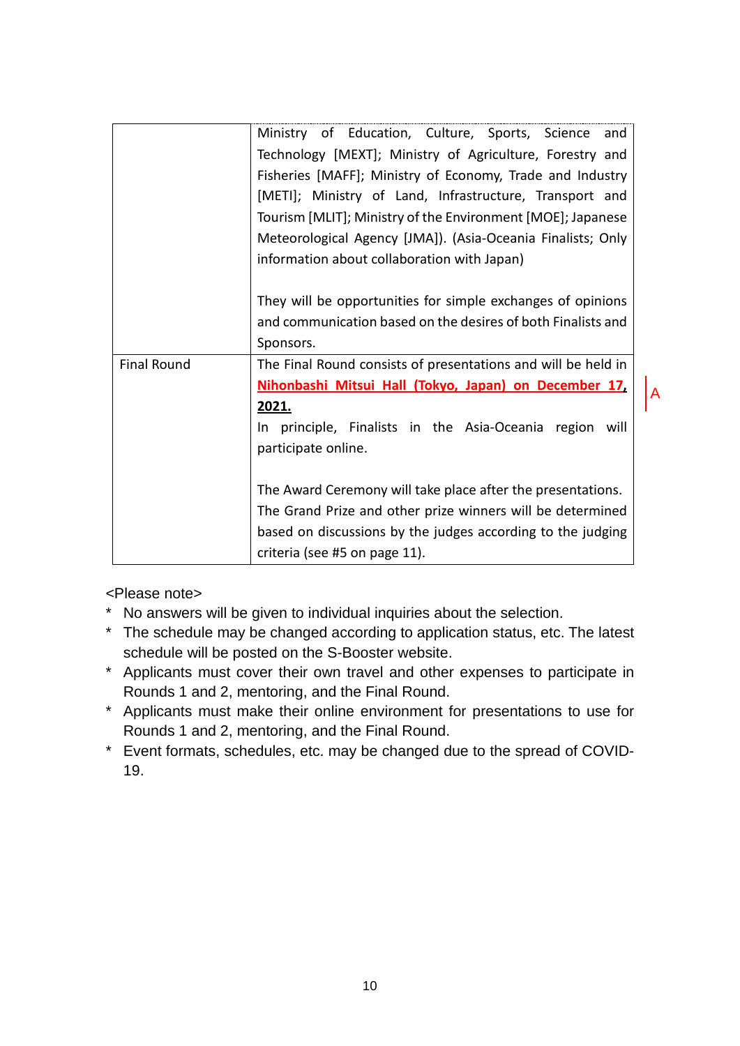| | |
|---|---|
| | Ministry of Education, Culture, Sports, Science and Technology [MEXT]; Ministry of Agriculture, Forestry and Fisheries [MAFF]; Ministry of Economy, Trade and Industry [METI]; Ministry of Land, Infrastructure, Transport and Tourism [MLIT]; Ministry of the Environment [MOE]; Japanese Meteorological Agency [JMA]). (Asia-Oceania Finalists; Only information about collaboration with Japan)<br><br>They will be opportunities for simple exchanges of opinions and communication based on the desires of both Finalists and Sponsors. |
| Final Round | The Final Round consists of presentations and will be held in **Nihonbashi Mitsui Hall (Tokyo, Japan) on December 17, 2021.**<br>In principle, Finalists in the Asia-Oceania region will participate online.<br><br>The Award Ceremony will take place after the presentations. The Grand Prize and other prize winners will be determined based on discussions by the judges according to the judging criteria (see #5 on page 11). |

A

<Please note>

* No answers will be given to individual inquiries about the selection.
* The schedule may be changed according to application status, etc. The latest schedule will be posted on the S-Booster website.
* Applicants must cover their own travel and other expenses to participate in Rounds 1 and 2, mentoring, and the Final Round.
* Applicants must make their online environment for presentations to use for Rounds 1 and 2, mentoring, and the Final Round.
* Event formats, schedules, etc. may be changed due to the spread of COVID-19.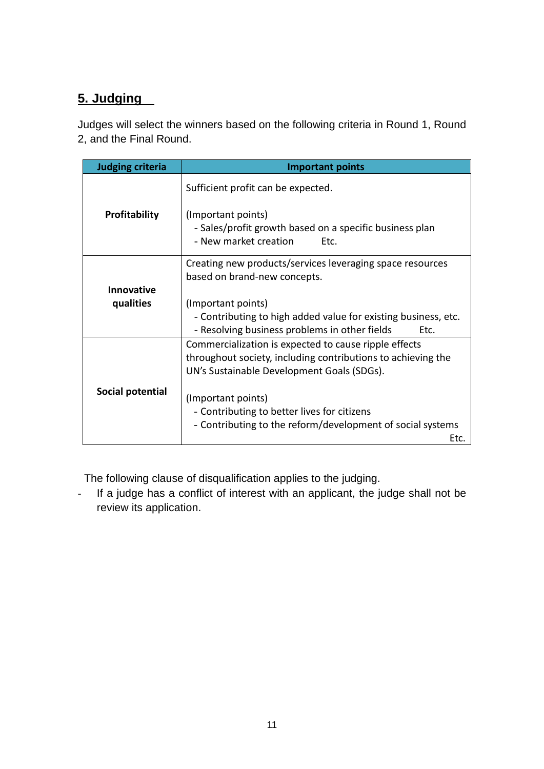## 5. Judging

Judges will select the winners based on the following criteria in Round 1, Round 2, and the Final Round.

| Judging criteria | Important points |
|---|---|
| **Profitability** | Sufficient profit can be expected.<br><br>(Important points)<br>- Sales/profit growth based on a specific business plan<br>- New market creation Etc. |
| **Innovative qualities** | Creating new products/services leveraging space resources based on brand-new concepts.<br><br>(Important points)<br>- Contributing to high added value for existing business, etc.<br>- Resolving business problems in other fields Etc. |
| **Social potential** | Commercialization is expected to cause ripple effects throughout society, including contributions to achieving the UN's Sustainable Development Goals (SDGs).<br><br>(Important points)<br>- Contributing to better lives for citizens<br>- Contributing to the reform/development of social systems Etc. |

The following clause of disqualification applies to the judging.

- If a judge has a conflict of interest with an applicant, the judge shall not be review its application.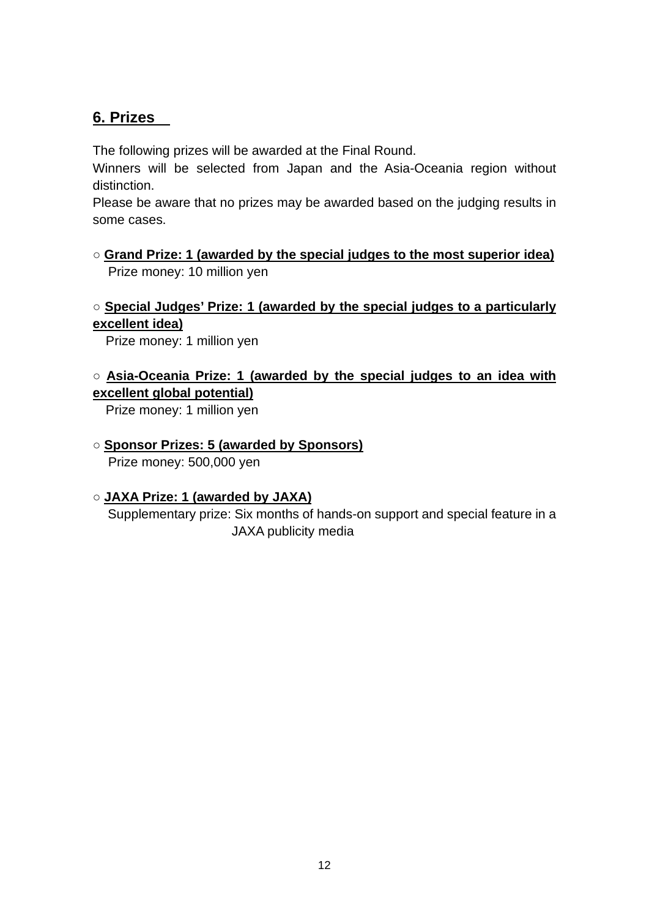## 6. Prizes

The following prizes will be awarded at the Final Round.
Winners will be selected from Japan and the Asia-Oceania region without distinction.
Please be aware that no prizes may be awarded based on the judging results in some cases.

○ **Grand Prize: 1 (awarded by the special judges to the most superior idea)**
Prize money: 10 million yen

○ **Special Judges' Prize: 1 (awarded by the special judges to a particularly excellent idea)**
Prize money: 1 million yen

○ **Asia-Oceania Prize: 1 (awarded by the special judges to an idea with excellent global potential)**
Prize money: 1 million yen

○ **Sponsor Prizes: 5 (awarded by Sponsors)**
Prize money: 500,000 yen

○ **JAXA Prize: 1 (awarded by JAXA)**
Supplementary prize: Six months of hands-on support and special feature in a JAXA publicity media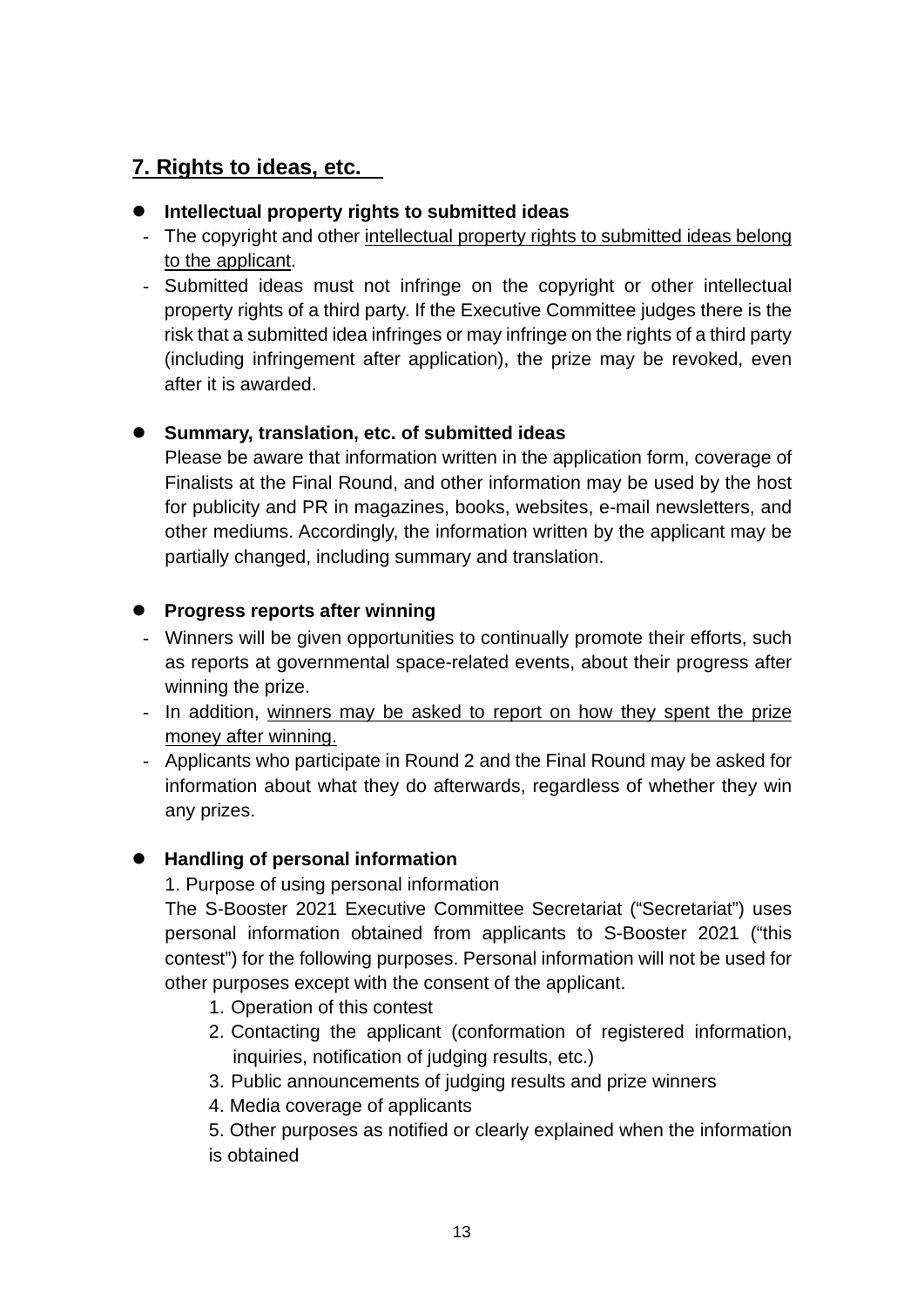## 7. Rights to ideas, etc.

- **Intellectual property rights to submitted ideas**
  - The copyright and other intellectual property rights to submitted ideas belong to the applicant.
  - Submitted ideas must not infringe on the copyright or other intellectual property rights of a third party. If the Executive Committee judges there is the risk that a submitted idea infringes or may infringe on the rights of a third party (including infringement after application), the prize may be revoked, even after it is awarded.

- **Summary, translation, etc. of submitted ideas**

  Please be aware that information written in the application form, coverage of Finalists at the Final Round, and other information may be used by the host for publicity and PR in magazines, books, websites, e-mail newsletters, and other mediums. Accordingly, the information written by the applicant may be partially changed, including summary and translation.

- **Progress reports after winning**
  - Winners will be given opportunities to continually promote their efforts, such as reports at governmental space-related events, about their progress after winning the prize.
  - In addition, winners may be asked to report on how they spent the prize money after winning.
  - Applicants who participate in Round 2 and the Final Round may be asked for information about what they do afterwards, regardless of whether they win any prizes.

- **Handling of personal information**

  1. Purpose of using personal information

  The S-Booster 2021 Executive Committee Secretariat ("Secretariat") uses personal information obtained from applicants to S-Booster 2021 ("this contest") for the following purposes. Personal information will not be used for other purposes except with the consent of the applicant.

  1. Operation of this contest
  2. Contacting the applicant (conformation of registered information, inquiries, notification of judging results, etc.)
  3. Public announcements of judging results and prize winners
  4. Media coverage of applicants
  5. Other purposes as notified or clearly explained when the information is obtained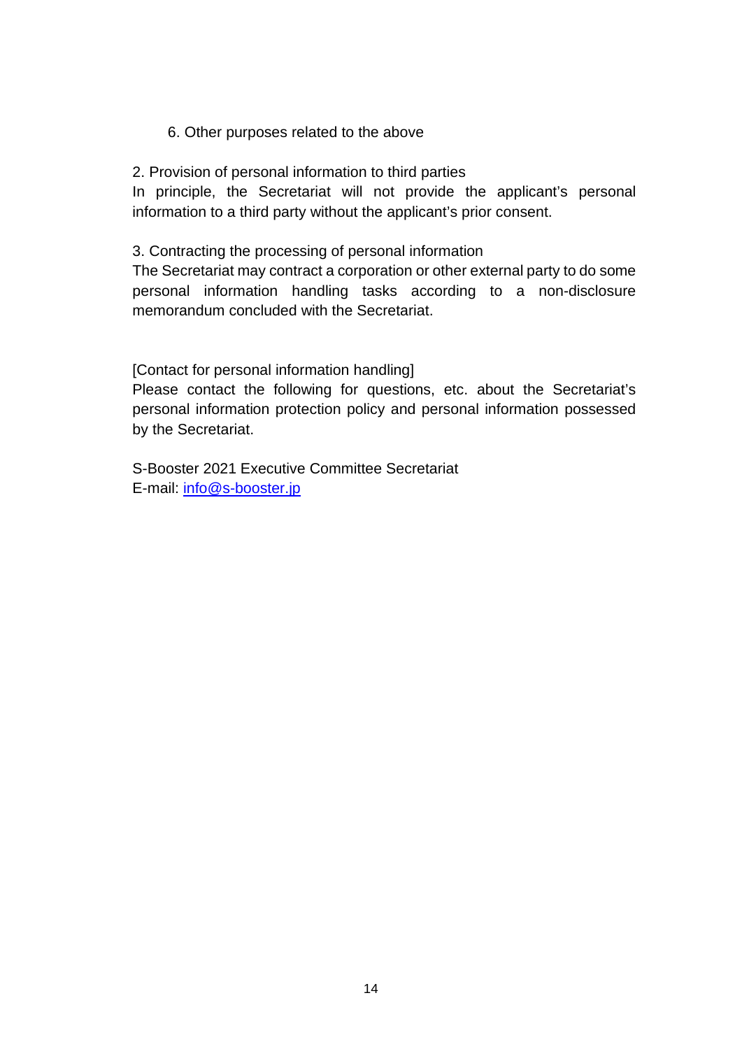6. Other purposes related to the above

2. Provision of personal information to third parties

In principle, the Secretariat will not provide the applicant's personal information to a third party without the applicant's prior consent.

3. Contracting the processing of personal information

The Secretariat may contract a corporation or other external party to do some personal information handling tasks according to a non-disclosure memorandum concluded with the Secretariat.

[Contact for personal information handling]

Please contact the following for questions, etc. about the Secretariat's personal information protection policy and personal information possessed by the Secretariat.

S-Booster 2021 Executive Committee Secretariat
E-mail: info@s-booster.jp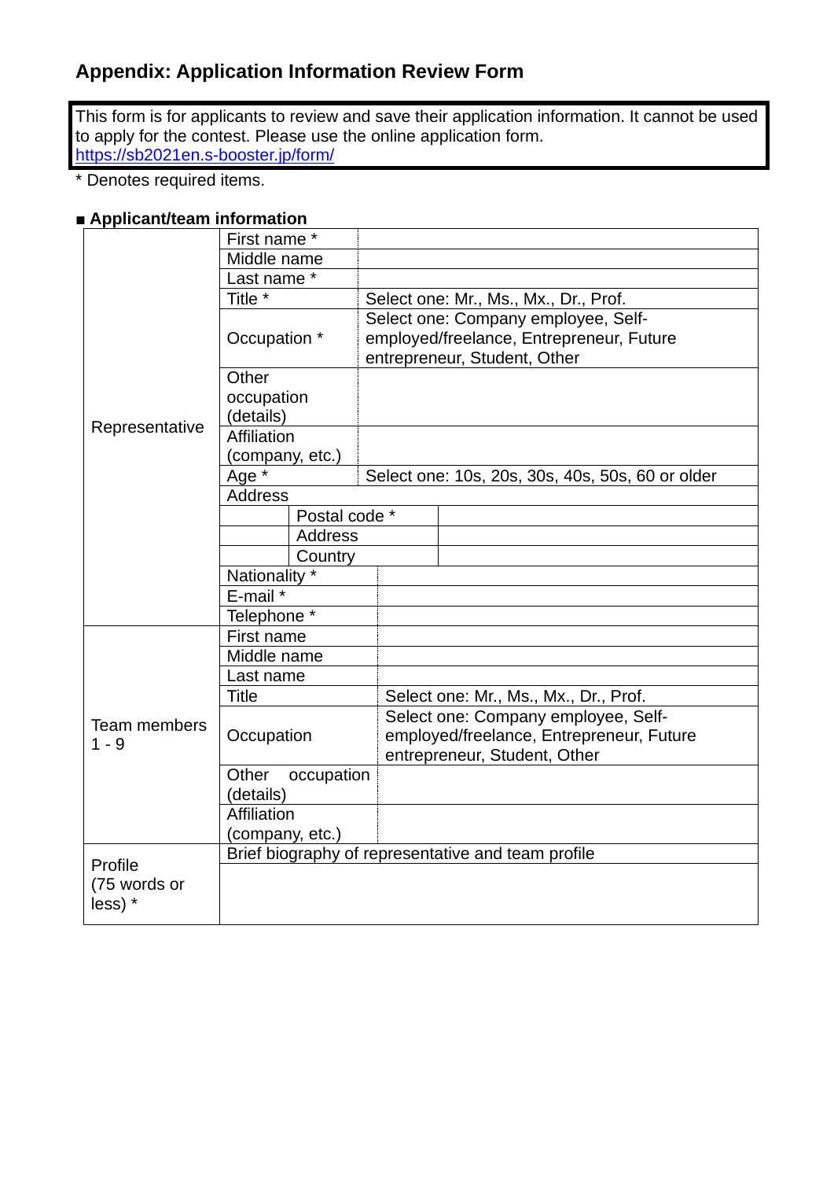## Appendix: Application Information Review Form

This form is for applicants to review and save their application information. It cannot be used to apply for the contest. Please use the online application form.
https://sb2021en.s-booster.jp/form/

* Denotes required items.

**■ Applicant/team information**

| | | | |
|---|---|---|---|
| Representative | First name * | | |
| | Middle name | | |
| | Last name * | | |
| | Title * | Select one: Mr., Ms., Mx., Dr., Prof. | |
| | Occupation * | Select one: Company employee, Self-employed/freelance, Entrepreneur, Future entrepreneur, Student, Other | |
| | Other occupation (details) | | |
| | Affiliation (company, etc.) | | |
| | Age * | Select one: 10s, 20s, 30s, 40s, 50s, 60 or older | |
| | Address | | |
| | | Postal code * | |
| | | Address | |
| | | Country | |
| | Nationality * | | |
| | E-mail * | | |
| | Telephone * | | |
| Team members 1 - 9 | First name | | |
| | Middle name | | |
| | Last name | | |
| | Title | Select one: Mr., Ms., Mx., Dr., Prof. | |
| | Occupation | Select one: Company employee, Self-employed/freelance, Entrepreneur, Future entrepreneur, Student, Other | |
| | Other occupation (details) | | |
| | Affiliation (company, etc.) | | |
| Profile (75 words or less) * | Brief biography of representative and team profile | | |
| | | | |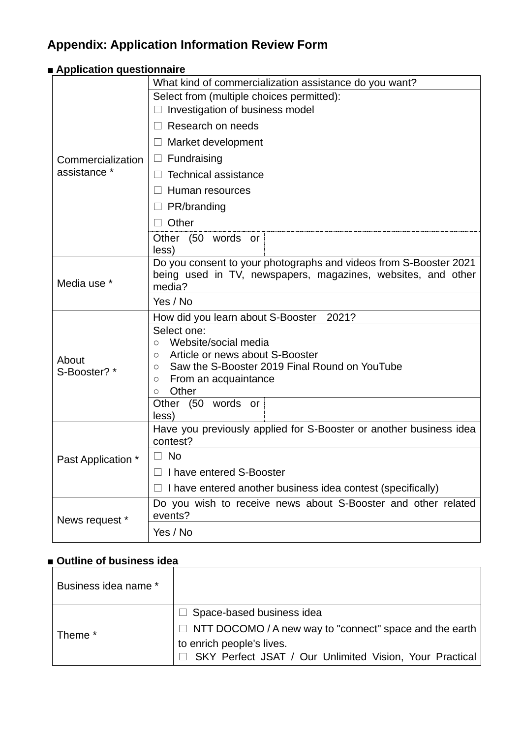## Appendix: Application Information Review Form

**■ Application questionnaire**

| | | |
|---|---|---|
| Commercialization assistance * | What kind of commercialization assistance do you want? | |
| | Select from (multiple choices permitted):<br>☐ Investigation of business model<br>☐ Research on needs<br>☐ Market development<br>☐ Fundraising<br>☐ Technical assistance<br>☐ Human resources<br>☐ PR/branding<br>☐ Other | |
| | Other (50 words or less) | |
| Media use * | Do you consent to your photographs and videos from S-Booster 2021 being used in TV, newspapers, magazines, websites, and other media? | |
| | Yes / No | |
| About S-Booster? * | How did you learn about S-Booster 2021? | |
| | Select one:<br>○ Website/social media<br>○ Article or news about S-Booster<br>○ Saw the S-Booster 2019 Final Round on YouTube<br>○ From an acquaintance<br>○ Other | |
| | Other (50 words or less) | |
| Past Application * | Have you previously applied for S-Booster or another business idea contest? | |
| | ☐ No<br>☐ I have entered S-Booster<br>☐ I have entered another business idea contest (specifically) | |
| News request * | Do you wish to receive news about S-Booster and other related events? | |
| | Yes / No | |

**■ Outline of business idea**

| | |
|---|---|
| Business idea name * | |
| Theme * | ☐ Space-based business idea<br>☐ NTT DOCOMO / A new way to "connect" space and the earth to enrich people's lives.<br>☐ SKY Perfect JSAT / Our Unlimited Vision, Your Practical |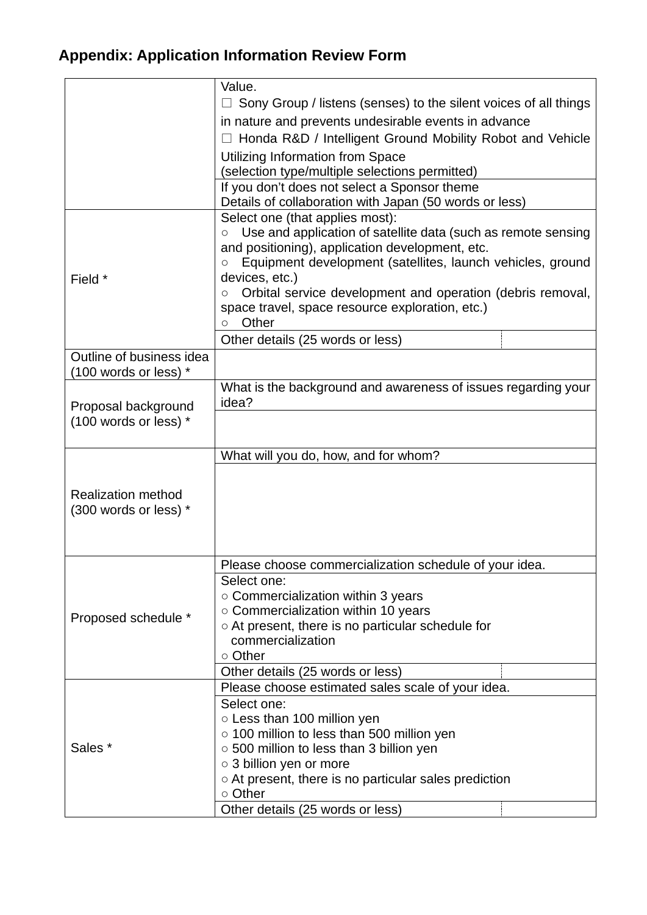## Appendix: Application Information Review Form

| | | |
|---|---|---|
| | Value.<br>☐ Sony Group / listens (senses) to the silent voices of all things in nature and prevents undesirable events in advance<br>☐ Honda R&D / Intelligent Ground Mobility Robot and Vehicle Utilizing Information from Space<br>(selection type/multiple selections permitted) | |
| | If you don't does not select a Sponsor theme<br>Details of collaboration with Japan (50 words or less) | |
| Field * | Select one (that applies most):<br>○ Use and application of satellite data (such as remote sensing and positioning), application development, etc.<br>○ Equipment development (satellites, launch vehicles, ground devices, etc.)<br>○ Orbital service development and operation (debris removal, space travel, space resource exploration, etc.)<br>○ Other | |
| | Other details (25 words or less) | |
| Outline of business idea (100 words or less) * | | |
| Proposal background (100 words or less) * | What is the background and awareness of issues regarding your idea? | |
| | | |
| Realization method (300 words or less) * | What will you do, how, and for whom? | |
| | | |
| Proposed schedule * | Please choose commercialization schedule of your idea. | |
| | Select one:<br>○ Commercialization within 3 years<br>○ Commercialization within 10 years<br>○ At present, there is no particular schedule for commercialization<br>○ Other | |
| | Other details (25 words or less) | |
| Sales * | Please choose estimated sales scale of your idea. | |
| | Select one:<br>○ Less than 100 million yen<br>○ 100 million to less than 500 million yen<br>○ 500 million to less than 3 billion yen<br>○ 3 billion yen or more<br>○ At present, there is no particular sales prediction<br>○ Other | |
| | Other details (25 words or less) | |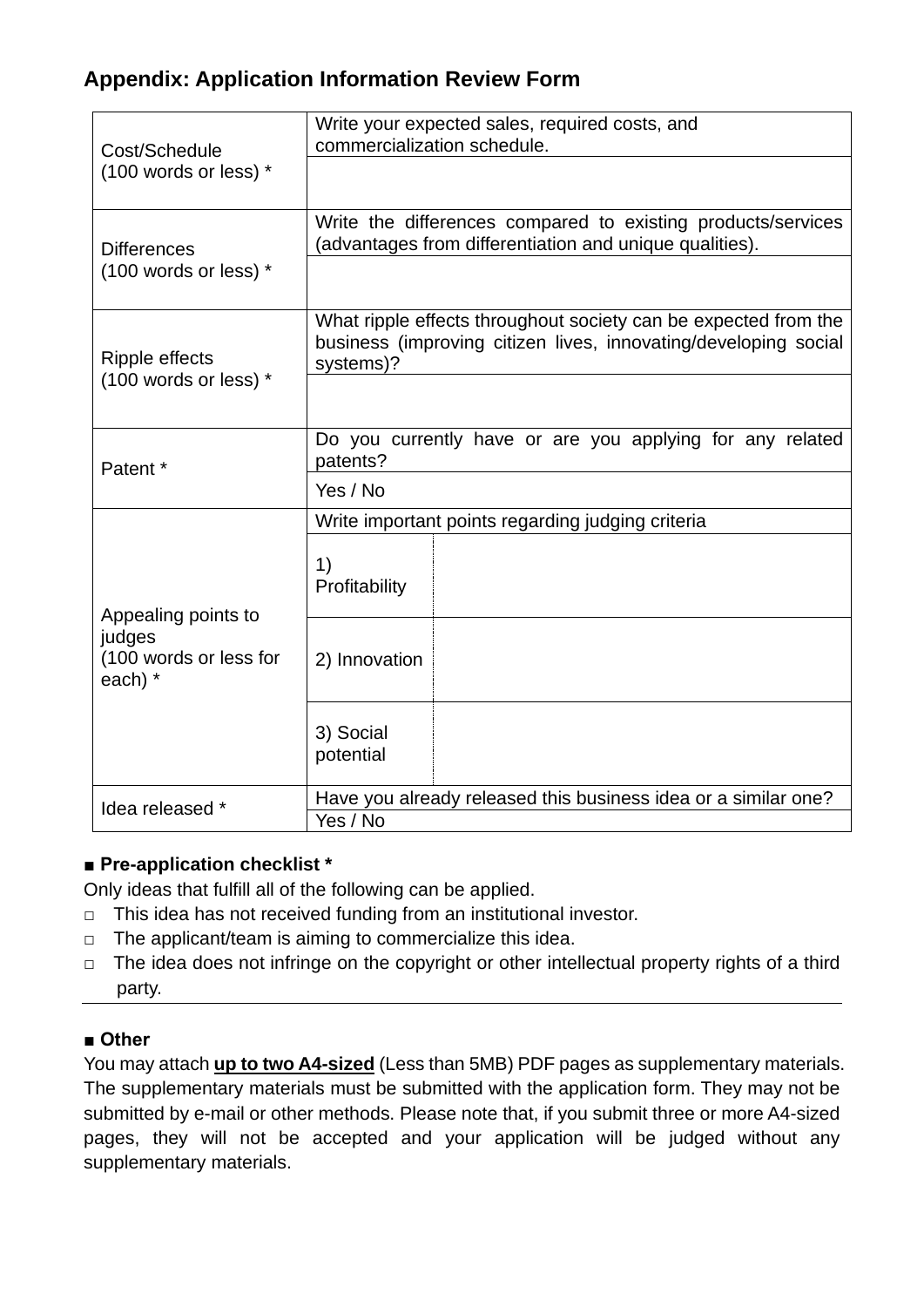## Appendix: Application Information Review Form

| | | |
|---|---|---|
| Cost/Schedule (100 words or less) * | Write your expected sales, required costs, and commercialization schedule. | |
| | | |
| Differences (100 words or less) * | Write the differences compared to existing products/services (advantages from differentiation and unique qualities). | |
| | | |
| Ripple effects (100 words or less) * | What ripple effects throughout society can be expected from the business (improving citizen lives, innovating/developing social systems)? | |
| | | |
| Patent * | Do you currently have or are you applying for any related patents? | |
| | Yes / No | |
| Appealing points to judges (100 words or less for each) * | Write important points regarding judging criteria | |
| | 1) Profitability | |
| | 2) Innovation | |
| | 3) Social potential | |
| Idea released * | Have you already released this business idea or a similar one? | |
| | Yes / No | |

**■ Pre-application checklist ***

Only ideas that fulfill all of the following can be applied.

□ This idea has not received funding from an institutional investor.

□ The applicant/team is aiming to commercialize this idea.

□ The idea does not infringe on the copyright or other intellectual property rights of a third party.

**■ Other**

You may attach **up to two A4-sized** (Less than 5MB) PDF pages as supplementary materials. The supplementary materials must be submitted with the application form. They may not be submitted by e-mail or other methods. Please note that, if you submit three or more A4-sized pages, they will not be accepted and your application will be judged without any supplementary materials.